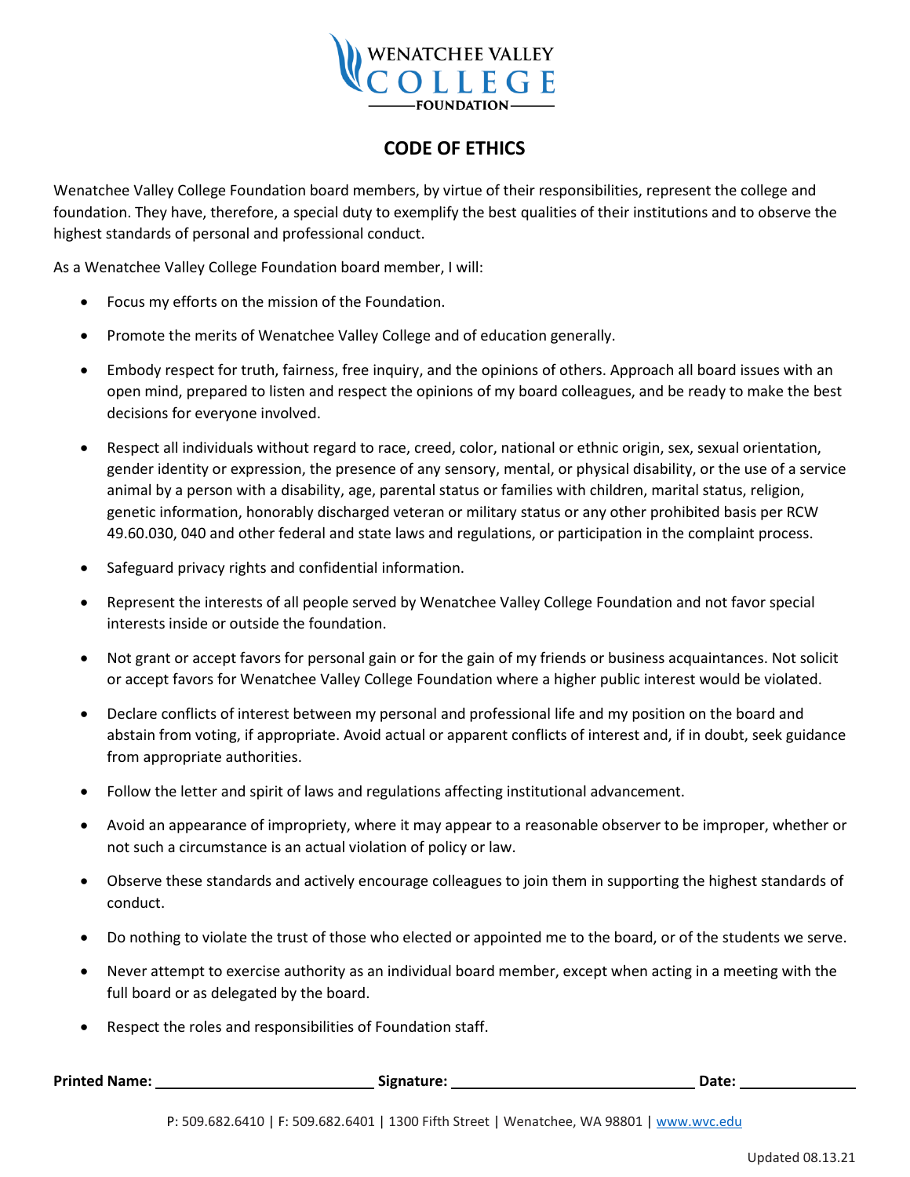WENATCHEE VALLEY COLLEGE FOUNDATION

# CODE OF ETHICS

Wenatchee Valley College Foundation board members, by virtue of their responsibilities, represent the college and foundation. They have, therefore, a special duty to exemplify the best qualities of their institutions and to observe the highest standards of personal and professional conduct.

As a Wenatchee Valley College Foundation board member, I will:

- Focus my efforts on the mission of the Foundation.
- Promote the merits of Wenatchee Valley College and of education generally.
- Embody respect for truth, fairness, free inquiry, and the opinions of others. Approach all board issues with an open mind, prepared to listen and respect the opinions of my board colleagues, and be ready to make the best decisions for everyone involved.
- Respect all individuals without regard to race, creed, color, national or ethnic origin, sex, sexual orientation, gender identity or expression, the presence of any sensory, mental, or physical disability, or the use of a service animal by a person with a disability, age, parental status or families with children, marital status, religion, genetic information, honorably discharged veteran or military status or any other prohibited basis per RCW 49.60.030, 040 and other federal and state laws and regulations, or participation in the complaint process.
- Safeguard privacy rights and confidential information.
- Represent the interests of all people served by Wenatchee Valley College Foundation and not favor special interests inside or outside the foundation.
- Not grant or accept favors for personal gain or for the gain of my friends or business acquaintances. Not solicit or accept favors for Wenatchee Valley College Foundation where a higher public interest would be violated.
- Declare conflicts of interest between my personal and professional life and my position on the board and abstain from voting, if appropriate. Avoid actual or apparent conflicts of interest and, if in doubt, seek guidance from appropriate authorities.
- Follow the letter and spirit of laws and regulations affecting institutional advancement.
- Avoid an appearance of impropriety, where it may appear to a reasonable observer to be improper, whether or not such a circumstance is an actual violation of policy or law.
- Observe these standards and actively encourage colleagues to join them in supporting the highest standards of conduct.
- Do nothing to violate the trust of those who elected or appointed me to the board, or of the students we serve.
- Never attempt to exercise authority as an individual board member, except when acting in a meeting with the full board or as delegated by the board.
- Respect the roles and responsibilities of Foundation staff.

**Printed Name:** ____________________ **Signature:** ____________________ **Date:** ____________

**P:** 509.682.6410 | **F:** 509.682.6401 | 1300 Fifth Street | Wenatchee, WA 98801 | www.wvc.edu

Updated 08.13.21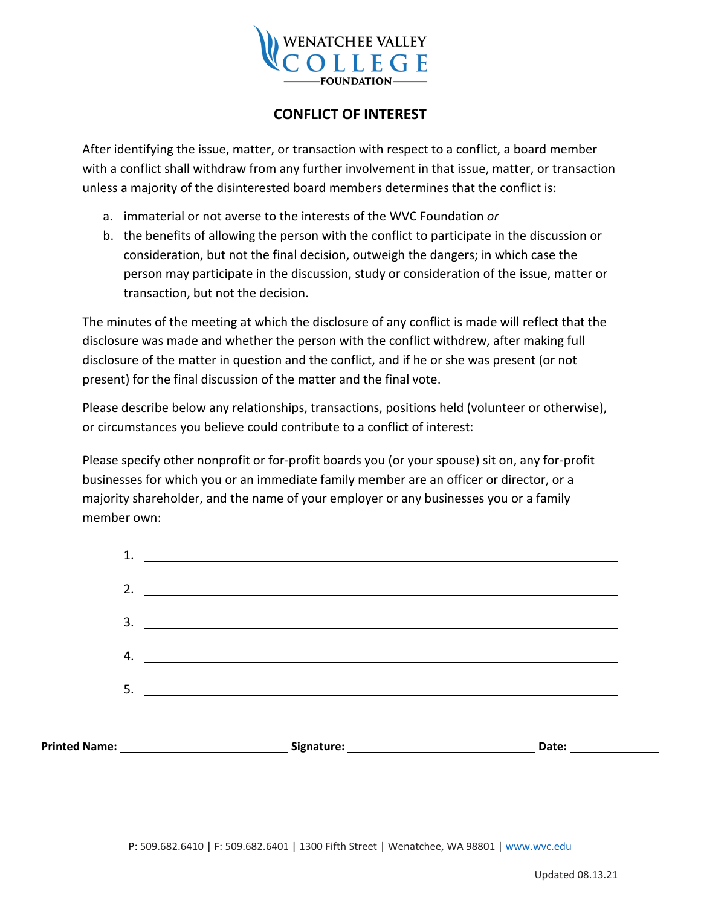WENATCHEE VALLEY COLLEGE FOUNDATION

## CONFLICT OF INTEREST

After identifying the issue, matter, or transaction with respect to a conflict, a board member with a conflict shall withdraw from any further involvement in that issue, matter, or transaction unless a majority of the disinterested board members determines that the conflict is:

a. immaterial or not averse to the interests of the WVC Foundation *or*
b. the benefits of allowing the person with the conflict to participate in the discussion or consideration, but not the final decision, outweigh the dangers; in which case the person may participate in the discussion, study or consideration of the issue, matter or transaction, but not the decision.

The minutes of the meeting at which the disclosure of any conflict is made will reflect that the disclosure was made and whether the person with the conflict withdrew, after making full disclosure of the matter in question and the conflict, and if he or she was present (or not present) for the final discussion of the matter and the final vote.

Please describe below any relationships, transactions, positions held (volunteer or otherwise), or circumstances you believe could contribute to a conflict of interest:

Please specify other nonprofit or for-profit boards you (or your spouse) sit on, any for-profit businesses for which you or an immediate family member are an officer or director, or a majority shareholder, and the name of your employer or any businesses you or a family member own:

1. ______________________________
2. ______________________________
3. ______________________________
4. ______________________________
5. ______________________________

**Printed Name:** ____________________ **Signature:** ____________________ **Date:** ____________

P: 509.682.6410 | F: 509.682.6401 | 1300 Fifth Street | Wenatchee, WA 98801 | www.wvc.edu

Updated 08.13.21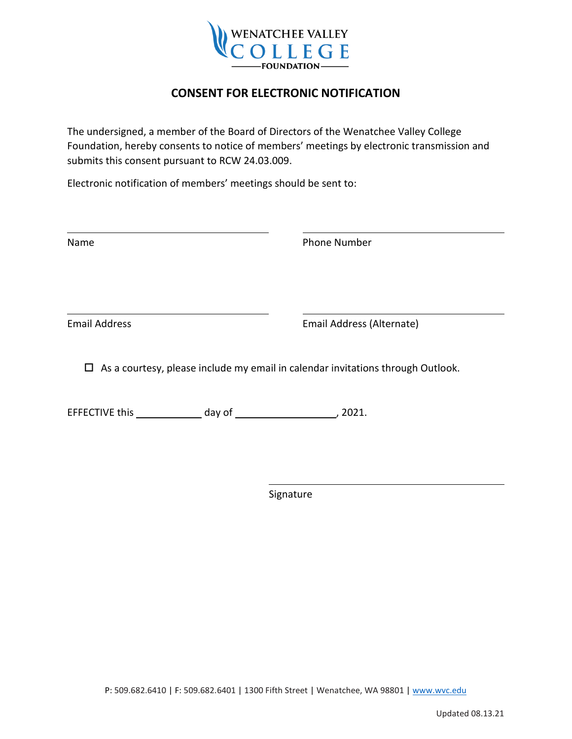WENATCHEE VALLEY COLLEGE FOUNDATION

## CONSENT FOR ELECTRONIC NOTIFICATION

The undersigned, a member of the Board of Directors of the Wenatchee Valley College Foundation, hereby consents to notice of members' meetings by electronic transmission and submits this consent pursuant to RCW 24.03.009.

Electronic notification of members' meetings should be sent to:

______________________________ ______________________________

Name Phone Number

______________________________ ______________________________

Email Address Email Address (Alternate)

☐ As a courtesy, please include my email in calendar invitations through Outlook.

EFFECTIVE this ____________ day of __________________, 2021.

______________________________

Signature

P: 509.682.6410 | F: 509.682.6401 | 1300 Fifth Street | Wenatchee, WA 98801 | www.wvc.edu

Updated 08.13.21